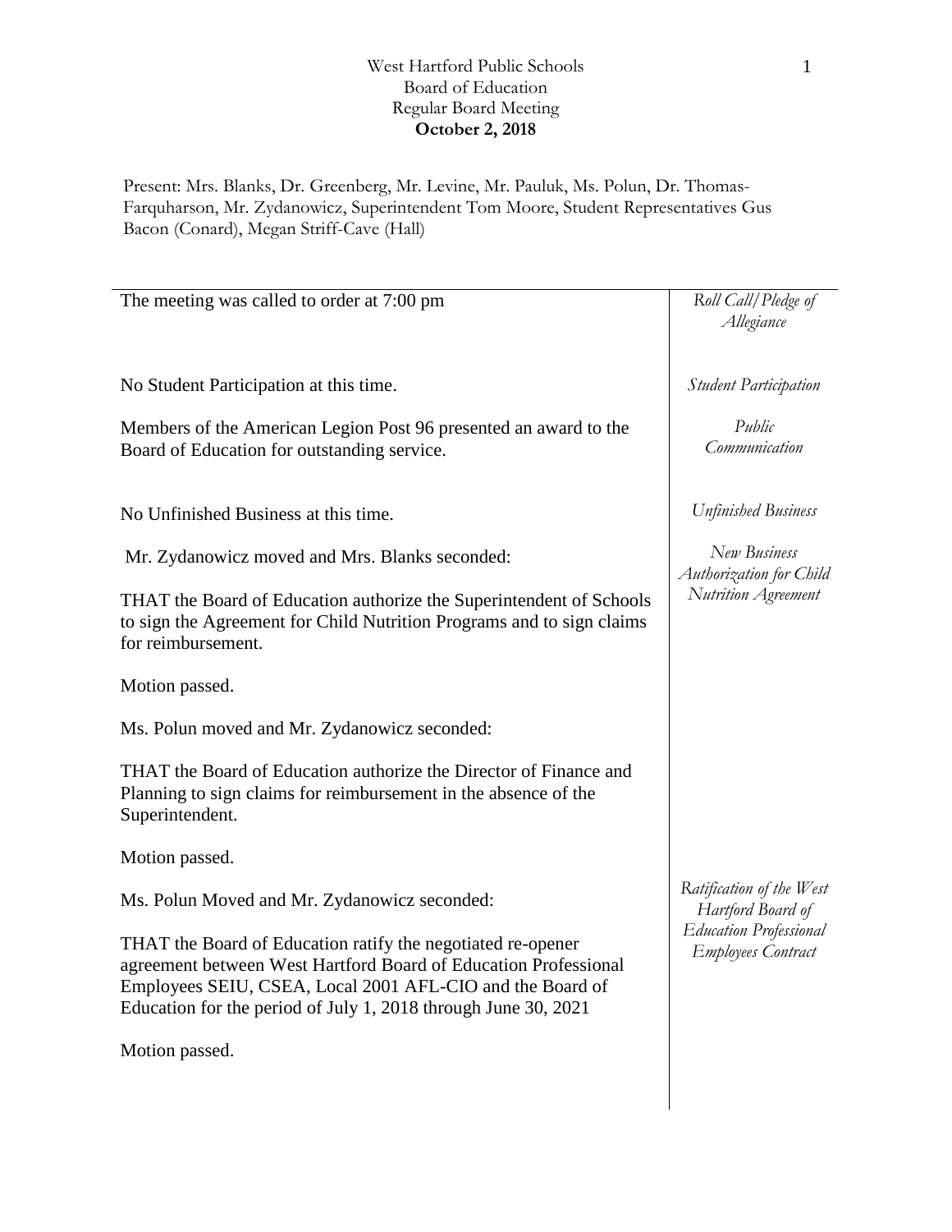West Hartford Public Schools
Board of Education
Regular Board Meeting
**October 2, 2018**

Present: Mrs. Blanks, Dr. Greenberg, Mr. Levine, Mr. Pauluk, Ms. Polun, Dr. Thomas-Farquharson, Mr. Zydanowicz, Superintendent Tom Moore, Student Representatives Gus Bacon (Conard), Megan Striff-Cave (Hall)

| | |
|---|---|
| The meeting was called to order at 7:00 pm | *Roll Call/Pledge of Allegiance* |
| No Student Participation at this time. | *Student Participation* |
| Members of the American Legion Post 96 presented an award to the Board of Education for outstanding service. | *Public Communication* |
| No Unfinished Business at this time. | *Unfinished Business* |
| Mr. Zydanowicz moved and Mrs. Blanks seconded:<br><br>THAT the Board of Education authorize the Superintendent of Schools to sign the Agreement for Child Nutrition Programs and to sign claims for reimbursement.<br><br>Motion passed. | *New Business Authorization for Child Nutrition Agreement* |
| Ms. Polun moved and Mr. Zydanowicz seconded:<br><br>THAT the Board of Education authorize the Director of Finance and Planning to sign claims for reimbursement in the absence of the Superintendent.<br><br>Motion passed. | |
| Ms. Polun Moved and Mr. Zydanowicz seconded:<br><br>THAT the Board of Education ratify the negotiated re-opener agreement between West Hartford Board of Education Professional Employees SEIU, CSEA, Local 2001 AFL-CIO and the Board of Education for the period of July 1, 2018 through June 30, 2021<br><br>Motion passed. | *Ratification of the West Hartford Board of Education Professional Employees Contract* |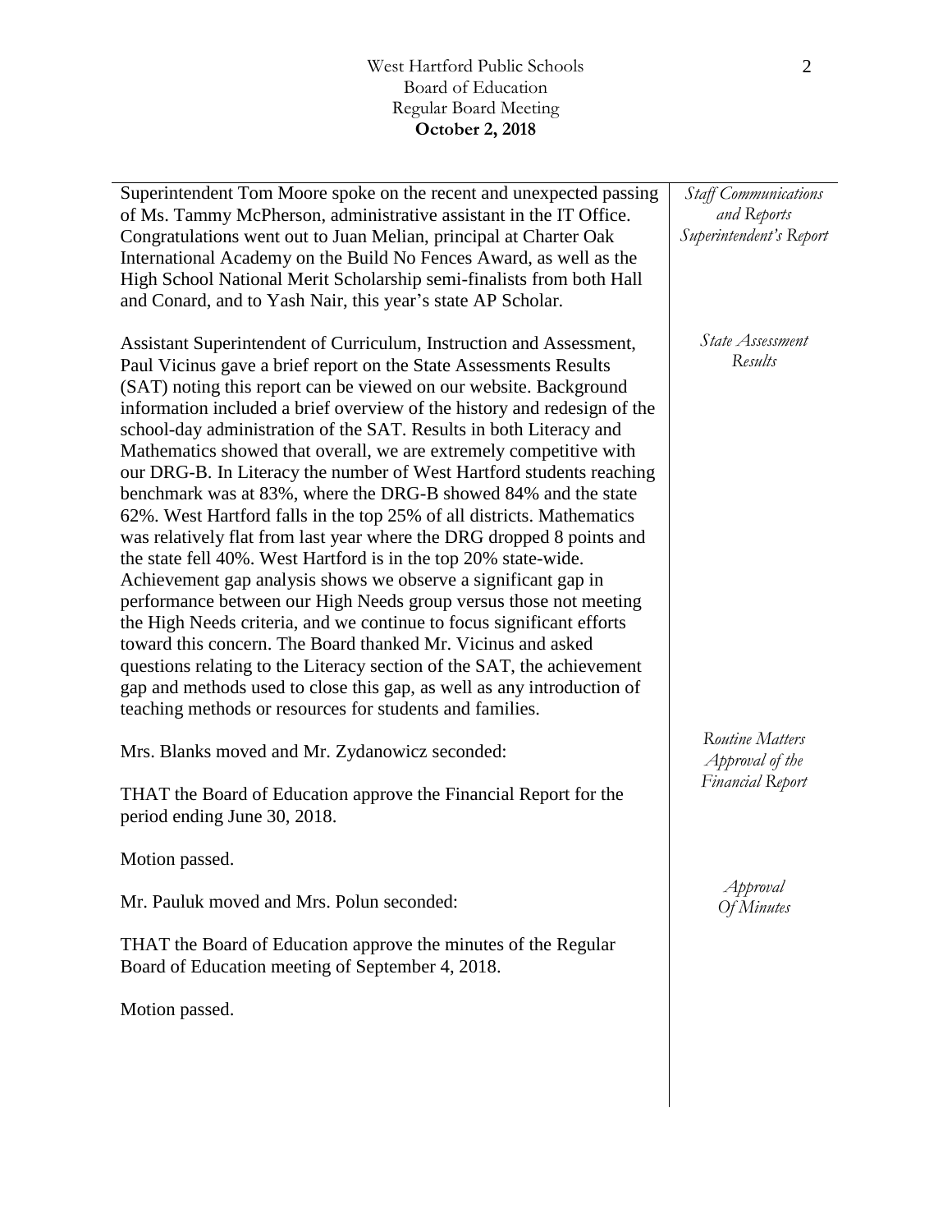*Staff Communications and Reports Superintendent's Report*

Superintendent Tom Moore spoke on the recent and unexpected passing of Ms. Tammy McPherson, administrative assistant in the IT Office. Congratulations went out to Juan Melian, principal at Charter Oak International Academy on the Build No Fences Award, as well as the High School National Merit Scholarship semi-finalists from both Hall and Conard, and to Yash Nair, this year's state AP Scholar.

*State Assessment Results*

Assistant Superintendent of Curriculum, Instruction and Assessment, Paul Vicinus gave a brief report on the State Assessments Results (SAT) noting this report can be viewed on our website. Background information included a brief overview of the history and redesign of the school-day administration of the SAT. Results in both Literacy and Mathematics showed that overall, we are extremely competitive with our DRG-B. In Literacy the number of West Hartford students reaching benchmark was at 83%, where the DRG-B showed 84% and the state 62%. West Hartford falls in the top 25% of all districts. Mathematics was relatively flat from last year where the DRG dropped 8 points and the state fell 40%. West Hartford is in the top 20% state-wide. Achievement gap analysis shows we observe a significant gap in performance between our High Needs group versus those not meeting the High Needs criteria, and we continue to focus significant efforts toward this concern. The Board thanked Mr. Vicinus and asked questions relating to the Literacy section of the SAT, the achievement gap and methods used to close this gap, as well as any introduction of teaching methods or resources for students and families.

*Routine Matters Approval of the Financial Report*

Mrs. Blanks moved and Mr. Zydanowicz seconded:

THAT the Board of Education approve the Financial Report for the period ending June 30, 2018.

Motion passed.

*Approval Of Minutes*

Mr. Pauluk moved and Mrs. Polun seconded:

THAT the Board of Education approve the minutes of the Regular Board of Education meeting of September 4, 2018.

Motion passed.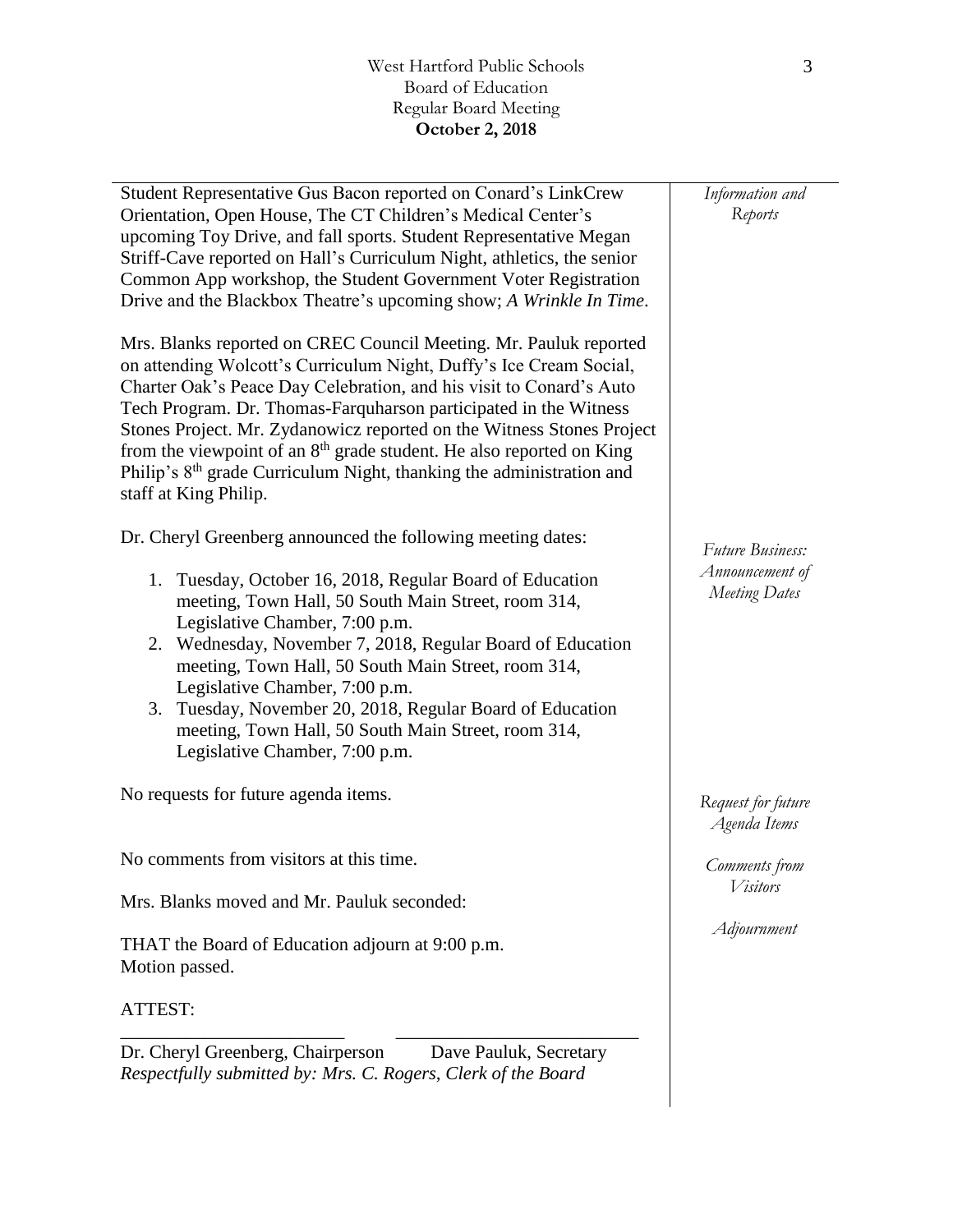*Information and Reports*

Student Representative Gus Bacon reported on Conard's LinkCrew Orientation, Open House, The CT Children's Medical Center's upcoming Toy Drive, and fall sports. Student Representative Megan Striff-Cave reported on Hall's Curriculum Night, athletics, the senior Common App workshop, the Student Government Voter Registration Drive and the Blackbox Theatre's upcoming show; *A Wrinkle In Time*.

Mrs. Blanks reported on CREC Council Meeting. Mr. Pauluk reported on attending Wolcott's Curriculum Night, Duffy's Ice Cream Social, Charter Oak's Peace Day Celebration, and his visit to Conard's Auto Tech Program. Dr. Thomas-Farquharson participated in the Witness Stones Project. Mr. Zydanowicz reported on the Witness Stones Project from the viewpoint of an 8th grade student. He also reported on King Philip's 8th grade Curriculum Night, thanking the administration and staff at King Philip.

*Future Business: Announcement of Meeting Dates*

Dr. Cheryl Greenberg announced the following meeting dates:

1. Tuesday, October 16, 2018, Regular Board of Education meeting, Town Hall, 50 South Main Street, room 314, Legislative Chamber, 7:00 p.m.
2. Wednesday, November 7, 2018, Regular Board of Education meeting, Town Hall, 50 South Main Street, room 314, Legislative Chamber, 7:00 p.m.
3. Tuesday, November 20, 2018, Regular Board of Education meeting, Town Hall, 50 South Main Street, room 314, Legislative Chamber, 7:00 p.m.

*Request for future Agenda Items*

No requests for future agenda items.

*Comments from Visitors*

No comments from visitors at this time.

*Adjournment*

Mrs. Blanks moved and Mr. Pauluk seconded:

THAT the Board of Education adjourn at 9:00 p.m.
Motion passed.

ATTEST:

\_\_\_\_\_\_\_\_\_\_\_\_\_\_\_\_\_\_\_\_\_\_\_\_ \_\_\_\_\_\_\_\_\_\_\_\_\_\_\_\_\_\_\_\_\_\_\_\_\_\_

Dr. Cheryl Greenberg, Chairperson Dave Pauluk, Secretary

*Respectfully submitted by: Mrs. C. Rogers, Clerk of the Board*